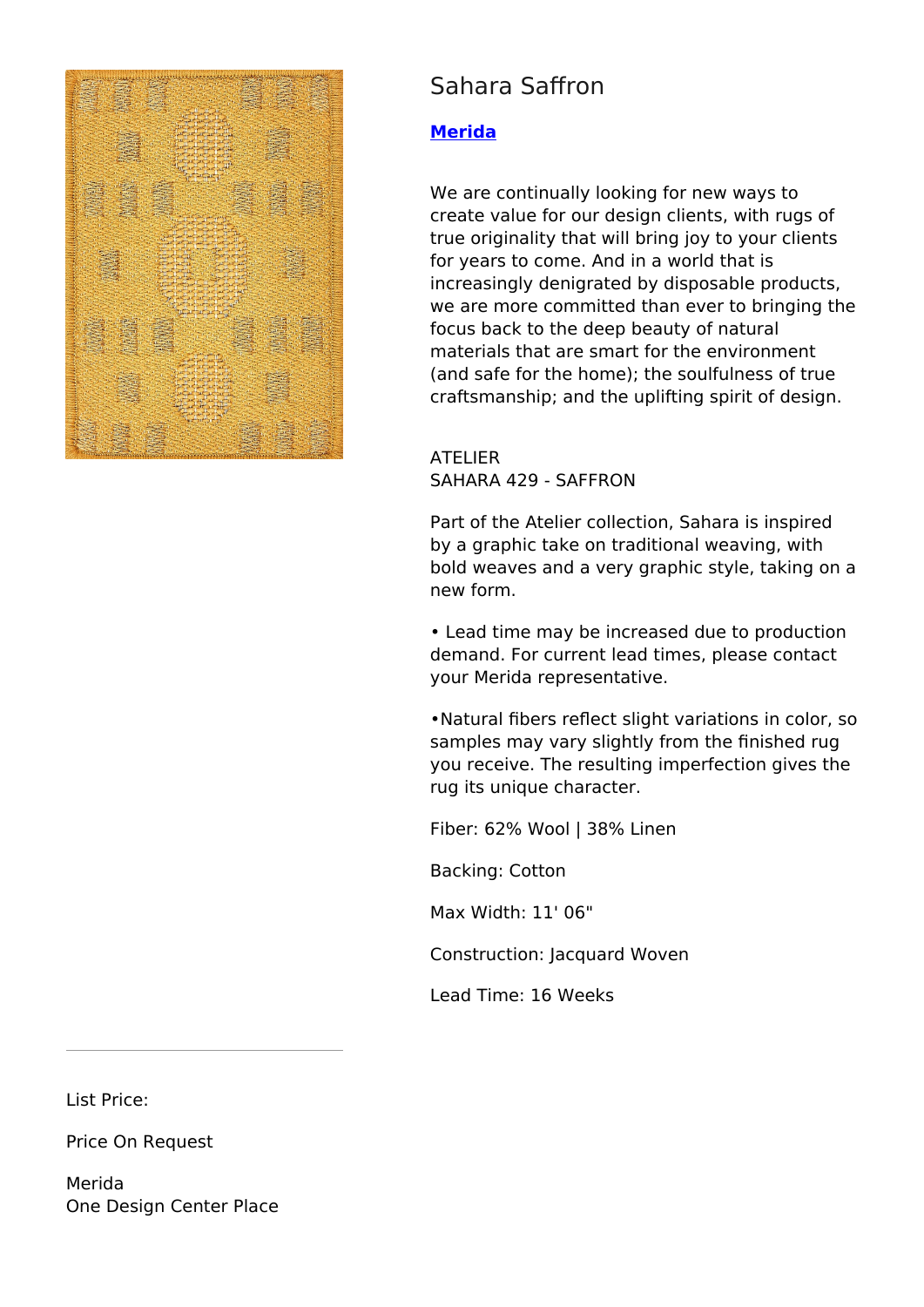# Sahara Saffron

**Merida**

We are continually looking for new ways to create value for our design clients, with rugs of true originality that will bring joy to your clients for years to come. And in a world that is increasingly denigrated by disposable products, we are more committed than ever to bringing the focus back to the deep beauty of natural materials that are smart for the environment (and safe for the home); the soulfulness of true craftsmanship; and the uplifting spirit of design.

ATELIER
SAHARA 429 - SAFFRON

Part of the Atelier collection, Sahara is inspired by a graphic take on traditional weaving, with bold weaves and a very graphic style, taking on a new form.

• Lead time may be increased due to production demand. For current lead times, please contact your Merida representative.

•Natural fibers reflect slight variations in color, so samples may vary slightly from the finished rug you receive. The resulting imperfection gives the rug its unique character.

Fiber: 62% Wool | 38% Linen

Backing: Cotton

Max Width: 11' 06"

Construction: Jacquard Woven

Lead Time: 16 Weeks

---

List Price:

Price On Request

Merida
One Design Center Place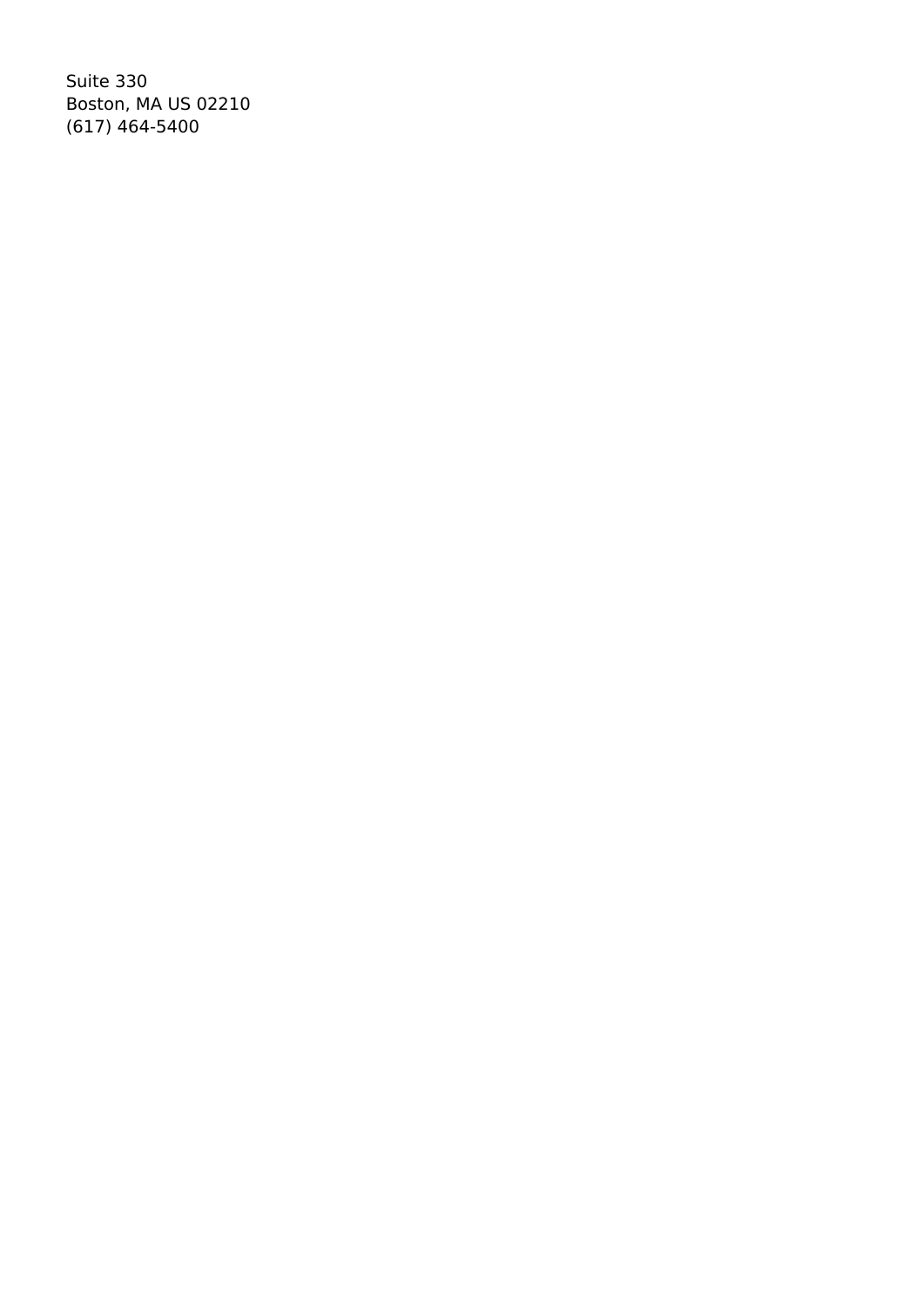Suite 330
Boston, MA US 02210
(617) 464-5400